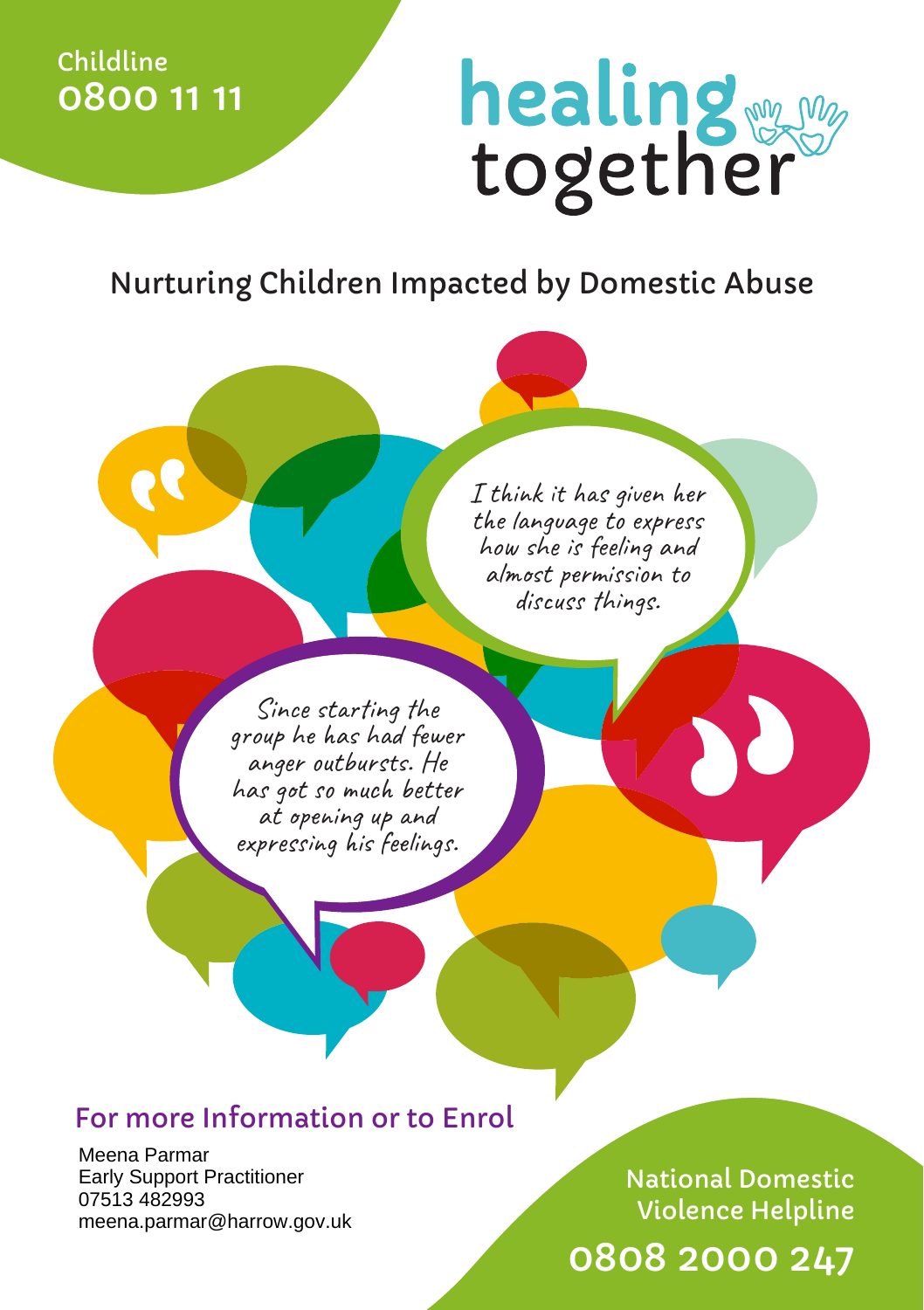Childline
**0800 11 11**

# healing together

## Nurturing Children Impacted by Domestic Abuse

*"I think it has given her the language to express how she is feeling and almost permission to discuss things."*

*"Since starting the group he has had fewer anger outbursts. He has got so much better at opening up and expressing his feelings."*

## For more Information or to Enrol

Meena Parmar
Early Support Practitioner
07513 482993
meena.parmar@harrow.gov.uk

National Domestic Violence Helpline
**0808 2000 247**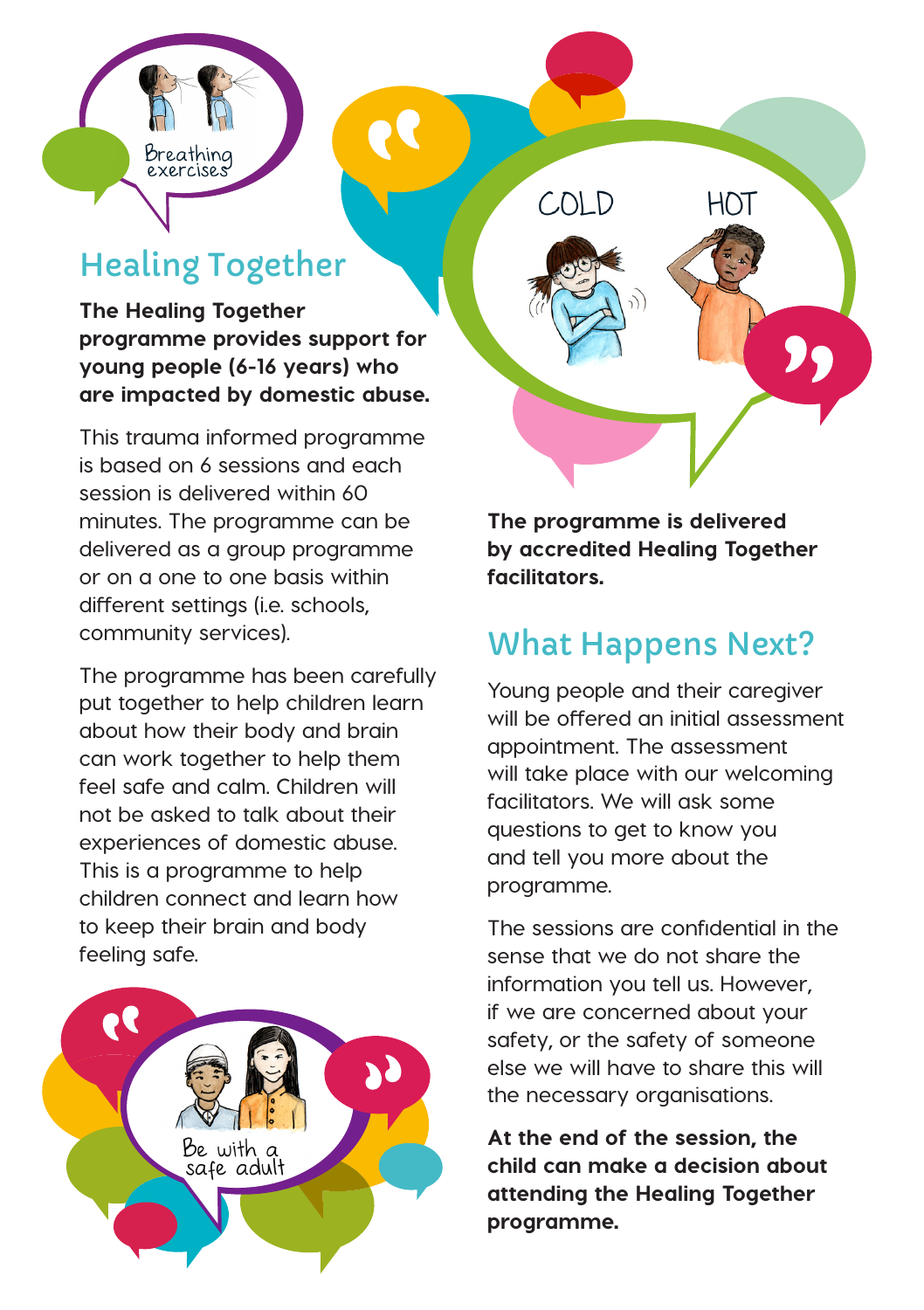## Healing Together

**The Healing Together programme provides support for young people (6-16 years) who are impacted by domestic abuse.**

This trauma informed programme is based on 6 sessions and each session is delivered within 60 minutes. The programme can be delivered as a group programme or on a one to one basis within different settings (i.e. schools, community services).

The programme has been carefully put together to help children learn about how their body and brain can work together to help them feel safe and calm. Children will not be asked to talk about their experiences of domestic abuse. This is a programme to help children connect and learn how to keep their brain and body feeling safe.

**The programme is delivered by accredited Healing Together facilitators.**

## What Happens Next?

Young people and their caregiver will be offered an initial assessment appointment. The assessment will take place with our welcoming facilitators. We will ask some questions to get to know you and tell you more about the programme.

The sessions are confidential in the sense that we do not share the information you tell us. However, if we are concerned about your safety, or the safety of someone else we will have to share this will the necessary organisations.

**At the end of the session, the child can make a decision about attending the Healing Together programme.**